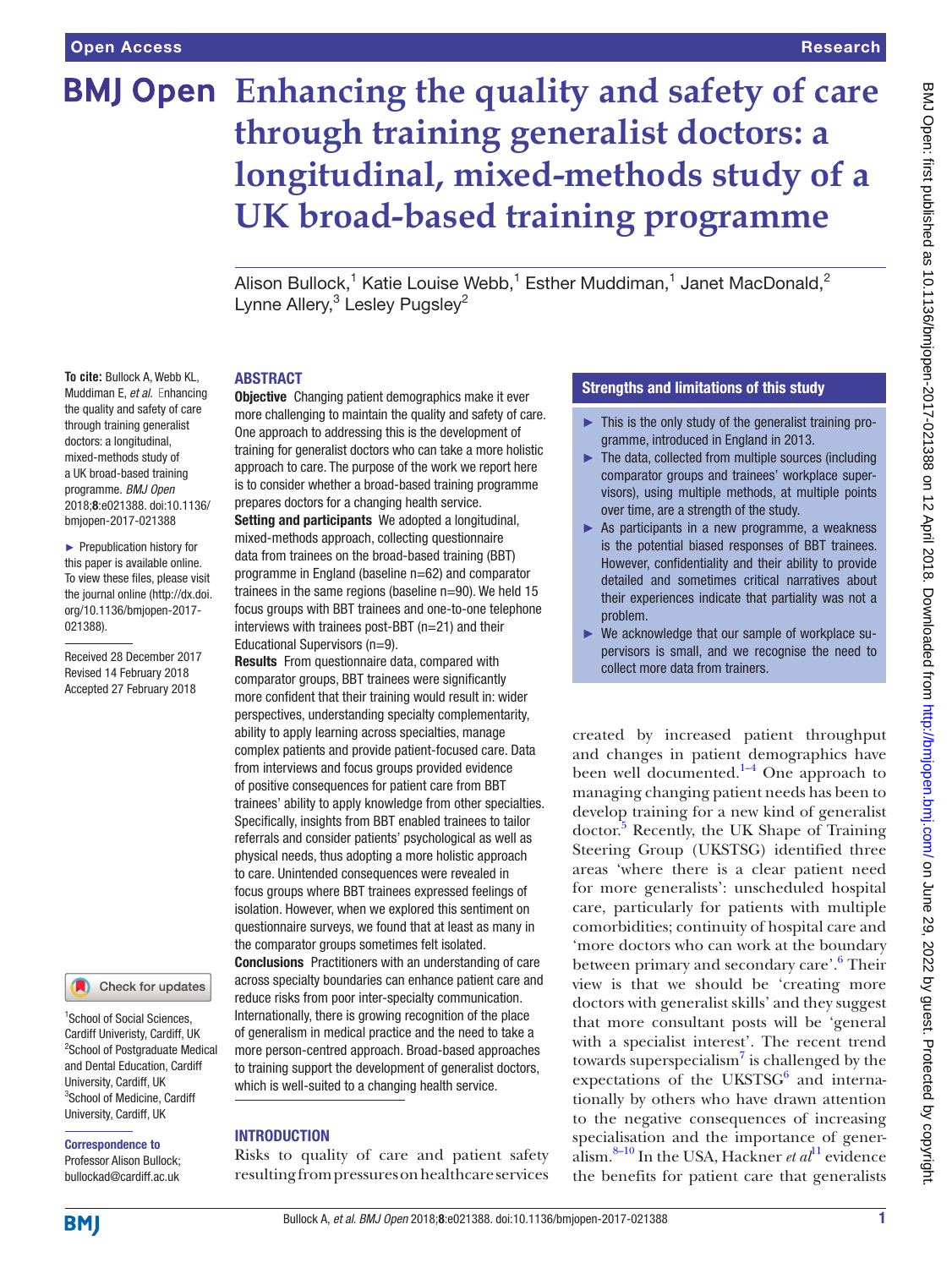# Enhancing the quality and safety of care through training generalist doctors: a longitudinal, mixed-methods study of a UK broad-based training programme

Alison Bullock,[1] Katie Louise Webb,[1] Esther Muddiman,[1] Janet MacDonald,[2] Lynne Allery,[3] Lesley Pugsley[2]

**To cite:** Bullock A, Webb KL, Muddiman E, *et al*. Enhancing the quality and safety of care through training generalist doctors: a longitudinal, mixed-methods study of a UK broad-based training programme. *BMJ Open* 2018;**8**:e021388. doi:10.1136/bmjopen-2017-021388

► Prepublication history for this paper is available online. To view these files, please visit the journal online (http://dx.doi.org/10.1136/bmjopen-2017-021388).

Received 28 December 2017
Revised 14 February 2018
Accepted 27 February 2018

[1]School of Social Sciences, Cardiff Univeristy, Cardiff, UK
[2]School of Postgraduate Medical and Dental Education, Cardiff University, Cardiff, UK
[3]School of Medicine, Cardiff University, Cardiff, UK

**Correspondence to**
Professor Alison Bullock; bullockad@cardiff.ac.uk

## ABSTRACT

**Objective** Changing patient demographics make it ever more challenging to maintain the quality and safety of care. One approach to addressing this is the development of training for generalist doctors who can take a more holistic approach to care. The purpose of the work we report here is to consider whether a broad-based training programme prepares doctors for a changing health service.

**Setting and participants** We adopted a longitudinal, mixed-methods approach, collecting questionnaire data from trainees on the broad-based training (BBT) programme in England (baseline n=62) and comparator trainees in the same regions (baseline n=90). We held 15 focus groups with BBT trainees and one-to-one telephone interviews with trainees post-BBT (n=21) and their Educational Supervisors (n=9).

**Results** From questionnaire data, compared with comparator groups, BBT trainees were significantly more confident that their training would result in: wider perspectives, understanding specialty complementarity, ability to apply learning across specialties, manage complex patients and provide patient-focused care. Data from interviews and focus groups provided evidence of positive consequences for patient care from BBT trainees' ability to apply knowledge from other specialties. Specifically, insights from BBT enabled trainees to tailor referrals and consider patients' psychological as well as physical needs, thus adopting a more holistic approach to care. Unintended consequences were revealed in focus groups where BBT trainees expressed feelings of isolation. However, when we explored this sentiment on questionnaire surveys, we found that at least as many in the comparator groups sometimes felt isolated.

**Conclusions** Practitioners with an understanding of care across specialty boundaries can enhance patient care and reduce risks from poor inter-specialty communication. Internationally, there is growing recognition of the place of generalism in medical practice and the need to take a more person-centred approach. Broad-based approaches to training support the development of generalist doctors, which is well-suited to a changing health service.

## Strengths and limitations of this study

- ► This is the only study of the generalist training programme, introduced in England in 2013.
- ► The data, collected from multiple sources (including comparator groups and trainees' workplace supervisors), using multiple methods, at multiple points over time, are a strength of the study.
- ► As participants in a new programme, a weakness is the potential biased responses of BBT trainees. However, confidentiality and their ability to provide detailed and sometimes critical narratives about their experiences indicate that partiality was not a problem.
- ► We acknowledge that our sample of workplace supervisors is small, and we recognise the need to collect more data from trainers.

## INTRODUCTION

Risks to quality of care and patient safety resulting from pressures on healthcare services created by increased patient throughput and changes in patient demographics have been well documented.[1–4] One approach to managing changing patient needs has been to develop training for a new kind of generalist doctor.[5] Recently, the UK Shape of Training Steering Group (UKSTSG) identified three areas 'where there is a clear patient need for more generalists': unscheduled hospital care, particularly for patients with multiple comorbidities; continuity of hospital care and 'more doctors who can work at the boundary between primary and secondary care'.[6] Their view is that we should be 'creating more doctors with generalist skills' and they suggest that more consultant posts will be 'general with a specialist interest'. The recent trend towards superspecialism[7] is challenged by the expectations of the UKSTSG[6] and internationally by others who have drawn attention to the negative consequences of increasing specialisation and the importance of generalism.[8–10] In the USA, Hackner *et al*[11] evidence the benefits for patient care that generalists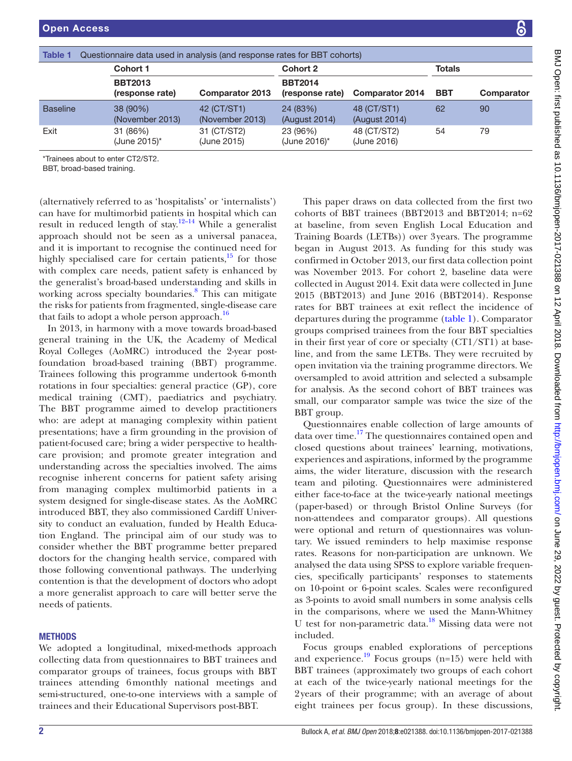**Table 1** Questionnaire data used in analysis (and response rates for BBT cohorts)

| | Cohort 1 | | Cohort 2 | | Totals | |
|---|---|---|---|---|---|---|
| | BBT2013 (response rate) | Comparator 2013 | BBT2014 (response rate) | Comparator 2014 | BBT | Comparator |
| Baseline | 38 (90%) (November 2013) | 42 (CT/ST1) (November 2013) | 24 (83%) (August 2014) | 48 (CT/ST1) (August 2014) | 62 | 90 |
| Exit | 31 (86%) (June 2015)* | 31 (CT/ST2) (June 2015) | 23 (96%) (June 2016)* | 48 (CT/ST2) (June 2016) | 54 | 79 |

*Trainees about to enter CT2/ST2.
BBT, broad-based training.

(alternatively referred to as 'hospitalists' or 'internalists') can have for multimorbid patients in hospital which can result in reduced length of stay.[12–14] While a generalist approach should not be seen as a universal panacea, and it is important to recognise the continued need for highly specialised care for certain patients,[15] for those with complex care needs, patient safety is enhanced by the generalist's broad-based understanding and skills in working across specialty boundaries.[8] This can mitigate the risks for patients from fragmented, single-disease care that fails to adopt a whole person approach.[16]

In 2013, in harmony with a move towards broad-based general training in the UK, the Academy of Medical Royal Colleges (AoMRC) introduced the 2-year post-foundation broad-based training (BBT) programme. Trainees following this programme undertook 6-month rotations in four specialties: general practice (GP), core medical training (CMT), paediatrics and psychiatry. The BBT programme aimed to develop practitioners who: are adept at managing complexity within patient presentations; have a firm grounding in the provision of patient-focused care; bring a wider perspective to healthcare provision; and promote greater integration and understanding across the specialties involved. The aims recognise inherent concerns for patient safety arising from managing complex multimorbid patients in a system designed for single-disease states. As the AoMRC introduced BBT, they also commissioned Cardiff University to conduct an evaluation, funded by Health Education England. The principal aim of our study was to consider whether the BBT programme better prepared doctors for the changing health service, compared with those following conventional pathways. The underlying contention is that the development of doctors who adopt a more generalist approach to care will better serve the needs of patients.

## METHODS

We adopted a longitudinal, mixed-methods approach collecting data from questionnaires to BBT trainees and comparator groups of trainees, focus groups with BBT trainees attending 6monthly national meetings and semi-structured, one-to-one interviews with a sample of trainees and their Educational Supervisors post-BBT.

This paper draws on data collected from the first two cohorts of BBT trainees (BBT2013 and BBT2014; n=62 at baseline, from seven English Local Education and Training Boards (LETBs)) over 3years. The programme began in August 2013. As funding for this study was confirmed in October 2013, our first data collection point was November 2013. For cohort 2, baseline data were collected in August 2014. Exit data were collected in June 2015 (BBT2013) and June 2016 (BBT2014). Response rates for BBT trainees at exit reflect the incidence of departures during the programme (table 1). Comparator groups comprised trainees from the four BBT specialties in their first year of core or specialty (CT1/ST1) at baseline, and from the same LETBs. They were recruited by open invitation via the training programme directors. We oversampled to avoid attrition and selected a subsample for analysis. As the second cohort of BBT trainees was small, our comparator sample was twice the size of the BBT group.

Questionnaires enable collection of large amounts of data over time.[17] The questionnaires contained open and closed questions about trainees' learning, motivations, experiences and aspirations, informed by the programme aims, the wider literature, discussion with the research team and piloting. Questionnaires were administered either face-to-face at the twice-yearly national meetings (paper-based) or through Bristol Online Surveys (for non-attendees and comparator groups). All questions were optional and return of questionnaires was voluntary. We issued reminders to help maximise response rates. Reasons for non-participation are unknown. We analysed the data using SPSS to explore variable frequencies, specifically participants' responses to statements on 10-point or 6-point scales. Scales were reconfigured as 3-points to avoid small numbers in some analysis cells in the comparisons, where we used the Mann-Whitney U test for non-parametric data.[18] Missing data were not included.

Focus groups enabled explorations of perceptions and experience.[19] Focus groups (n=15) were held with BBT trainees (approximately two groups of each cohort at each of the twice-yearly national meetings for the 2years of their programme; with an average of about eight trainees per focus group). In these discussions,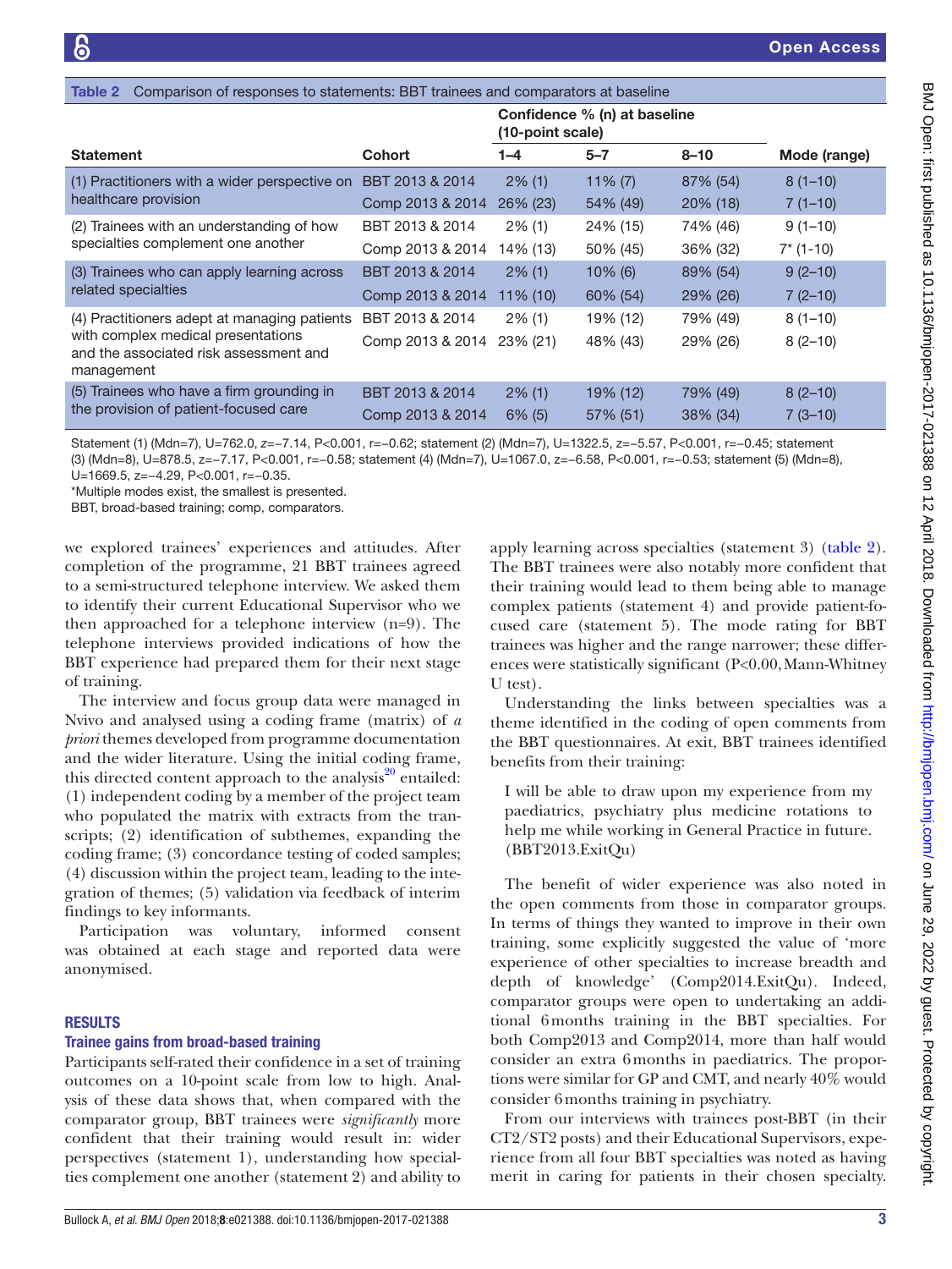**Table 2** Comparison of responses to statements: BBT trainees and comparators at baseline

| Statement | Cohort | Confidence % (n) at baseline (10-point scale) 1–4 | 5–7 | 8–10 | Mode (range) |
|---|---|---|---|---|---|
| (1) Practitioners with a wider perspective on healthcare provision | BBT 2013 & 2014 | 2% (1) | 11% (7) | 87% (54) | 8 (1–10) |
| | Comp 2013 & 2014 | 26% (23) | 54% (49) | 20% (18) | 7 (1–10) |
| (2) Trainees with an understanding of how specialties complement one another | BBT 2013 & 2014 | 2% (1) | 24% (15) | 74% (46) | 9 (1–10) |
| | Comp 2013 & 2014 | 14% (13) | 50% (45) | 36% (32) | 7* (1-10) |
| (3) Trainees who can apply learning across related specialties | BBT 2013 & 2014 | 2% (1) | 10% (6) | 89% (54) | 9 (2–10) |
| | Comp 2013 & 2014 | 11% (10) | 60% (54) | 29% (26) | 7 (2–10) |
| (4) Practitioners adept at managing patients with complex medical presentations and the associated risk assessment and management | BBT 2013 & 2014 | 2% (1) | 19% (12) | 79% (49) | 8 (1–10) |
| | Comp 2013 & 2014 | 23% (21) | 48% (43) | 29% (26) | 8 (2–10) |
| (5) Trainees who have a firm grounding in the provision of patient-focused care | BBT 2013 & 2014 | 2% (1) | 19% (12) | 79% (49) | 8 (2–10) |
| | Comp 2013 & 2014 | 6% (5) | 57% (51) | 38% (34) | 7 (3–10) |

Statement (1) (Mdn=7), U=762.0, $z=-7.14$, $P<0.001$, $r=-0.62$; statement (2) (Mdn=7), U=1322.5, $z=-5.57$, $P<0.001$, $r=-0.45$; statement (3) (Mdn=8), U=878.5, $z=-7.17$, $P<0.001$, $r=-0.58$; statement (4) (Mdn=7), U=1067.0, $z=-6.58$, $P<0.001$, $r=-0.53$; statement (5) (Mdn=8), U=1669.5, $z=-4.29$, $P<0.001$, $r=-0.35$.

*Multiple modes exist, the smallest is presented.

BBT, broad-based training; comp, comparators.

we explored trainees' experiences and attitudes. After completion of the programme, 21 BBT trainees agreed to a semi-structured telephone interview. We asked them to identify their current Educational Supervisor who we then approached for a telephone interview (n=9). The telephone interviews provided indications of how the BBT experience had prepared them for their next stage of training.

The interview and focus group data were managed in Nvivo and analysed using a coding frame (matrix) of *a priori* themes developed from programme documentation and the wider literature. Using the initial coding frame, this directed content approach to the analysis[20] entailed: (1) independent coding by a member of the project team who populated the matrix with extracts from the transcripts; (2) identification of subthemes, expanding the coding frame; (3) concordance testing of coded samples; (4) discussion within the project team, leading to the integration of themes; (5) validation via feedback of interim findings to key informants.

Participation was voluntary, informed consent was obtained at each stage and reported data were anonymised.

## RESULTS

### Trainee gains from broad-based training

Participants self-rated their confidence in a set of training outcomes on a 10-point scale from low to high. Analysis of these data shows that, when compared with the comparator group, BBT trainees were *significantly* more confident that their training would result in: wider perspectives (statement 1), understanding how specialties complement one another (statement 2) and ability to apply learning across specialties (statement 3) (table 2). The BBT trainees were also notably more confident that their training would lead to them being able to manage complex patients (statement 4) and provide patient-focused care (statement 5). The mode rating for BBT trainees was higher and the range narrower; these differences were statistically significant (P<0.00, Mann-Whitney U test).

Understanding the links between specialties was a theme identified in the coding of open comments from the BBT questionnaires. At exit, BBT trainees identified benefits from their training:

> I will be able to draw upon my experience from my paediatrics, psychiatry plus medicine rotations to help me while working in General Practice in future. (BBT2013.ExitQu)

The benefit of wider experience was also noted in the open comments from those in comparator groups. In terms of things they wanted to improve in their own training, some explicitly suggested the value of 'more experience of other specialties to increase breadth and depth of knowledge' (Comp2014.ExitQu). Indeed, comparator groups were open to undertaking an additional 6 months training in the BBT specialties. For both Comp2013 and Comp2014, more than half would consider an extra 6 months in paediatrics. The proportions were similar for GP and CMT, and nearly 40% would consider 6 months training in psychiatry.

From our interviews with trainees post-BBT (in their CT2/ST2 posts) and their Educational Supervisors, experience from all four BBT specialties was noted as having merit in caring for patients in their chosen specialty.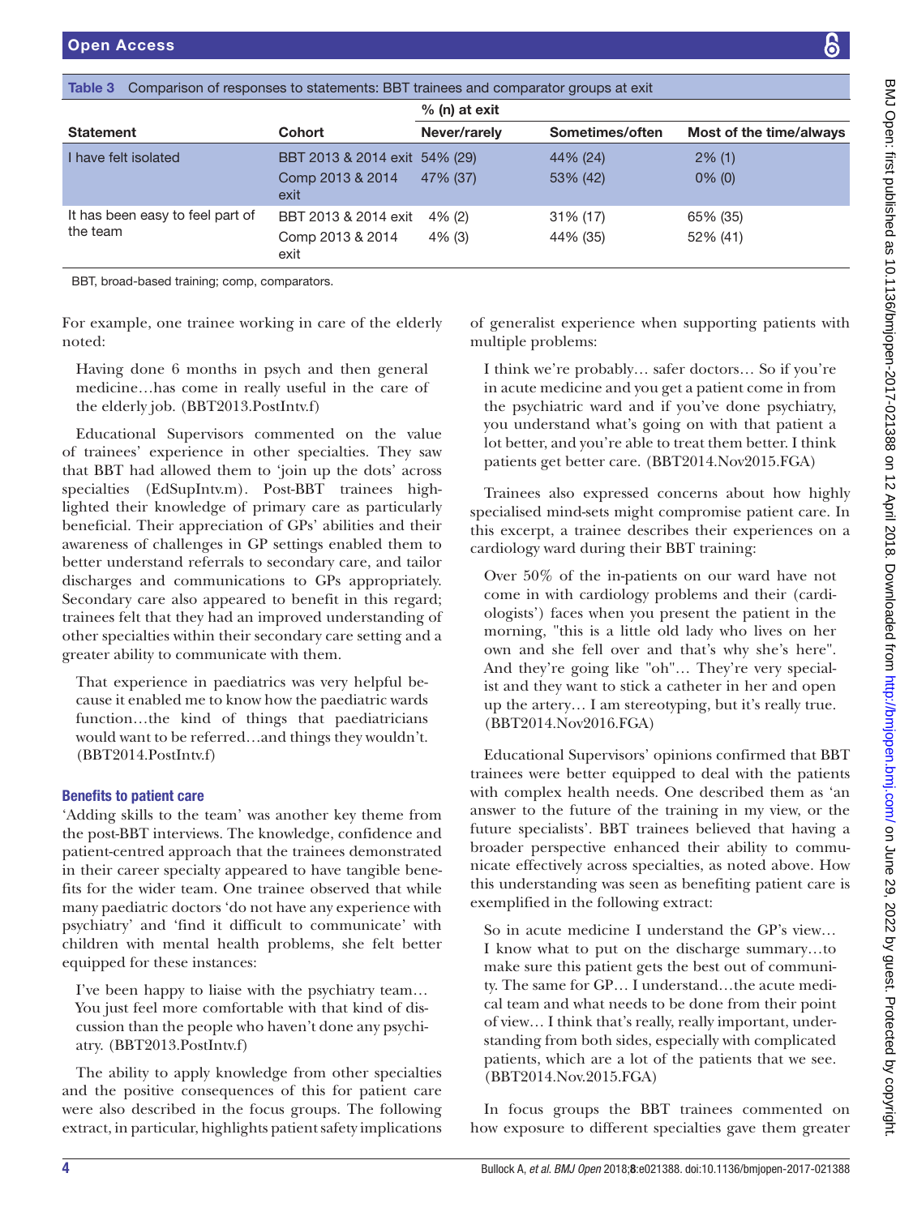Table 3 Comparison of responses to statements: BBT trainees and comparator groups at exit

| Statement | Cohort | % (n) at exit | | |
|---|---|---|---|---|
| | | Never/rarely | Sometimes/often | Most of the time/always |
| I have felt isolated | BBT 2013 & 2014 exit | 54% (29) | 44% (24) | 2% (1) |
| | Comp 2013 & 2014 exit | 47% (37) | 53% (42) | 0% (0) |
| It has been easy to feel part of the team | BBT 2013 & 2014 exit | 4% (2) | 31% (17) | 65% (35) |
| | Comp 2013 & 2014 exit | 4% (3) | 44% (35) | 52% (41) |

BBT, broad-based training; comp, comparators.

For example, one trainee working in care of the elderly noted:

> Having done 6 months in psych and then general medicine…has come in really useful in the care of the elderly job. (BBT2013.PostIntv.f)

Educational Supervisors commented on the value of trainees' experience in other specialties. They saw that BBT had allowed them to 'join up the dots' across specialties (EdSupIntv.m). Post-BBT trainees highlighted their knowledge of primary care as particularly beneficial. Their appreciation of GPs' abilities and their awareness of challenges in GP settings enabled them to better understand referrals to secondary care, and tailor discharges and communications to GPs appropriately. Secondary care also appeared to benefit in this regard; trainees felt that they had an improved understanding of other specialties within their secondary care setting and a greater ability to communicate with them.

> That experience in paediatrics was very helpful because it enabled me to know how the paediatric wards function…the kind of things that paediatricians would want to be referred…and things they wouldn't. (BBT2014.PostIntv.f)

### Benefits to patient care

'Adding skills to the team' was another key theme from the post-BBT interviews. The knowledge, confidence and patient-centred approach that the trainees demonstrated in their career specialty appeared to have tangible benefits for the wider team. One trainee observed that while many paediatric doctors 'do not have any experience with psychiatry' and 'find it difficult to communicate' with children with mental health problems, she felt better equipped for these instances:

> I've been happy to liaise with the psychiatry team… You just feel more comfortable with that kind of discussion than the people who haven't done any psychiatry. (BBT2013.PostIntv.f)

The ability to apply knowledge from other specialties and the positive consequences of this for patient care were also described in the focus groups. The following extract, in particular, highlights patient safety implications of generalist experience when supporting patients with multiple problems:

> I think we're probably… safer doctors… So if you're in acute medicine and you get a patient come in from the psychiatric ward and if you've done psychiatry, you understand what's going on with that patient a lot better, and you're able to treat them better. I think patients get better care. (BBT2014.Nov2015.FGA)

Trainees also expressed concerns about how highly specialised mind-sets might compromise patient care. In this excerpt, a trainee describes their experiences on a cardiology ward during their BBT training:

> Over 50% of the in-patients on our ward have not come in with cardiology problems and their (cardiologists') faces when you present the patient in the morning, "this is a little old lady who lives on her own and she fell over and that's why she's here". And they're going like "oh"… They're very specialist and they want to stick a catheter in her and open up the artery… I am stereotyping, but it's really true. (BBT2014.Nov2016.FGA)

Educational Supervisors' opinions confirmed that BBT trainees were better equipped to deal with the patients with complex health needs. One described them as 'an answer to the future of the training in my view, or the future specialists'. BBT trainees believed that having a broader perspective enhanced their ability to communicate effectively across specialties, as noted above. How this understanding was seen as benefiting patient care is exemplified in the following extract:

> So in acute medicine I understand the GP's view… I know what to put on the discharge summary…to make sure this patient gets the best out of community. The same for GP… I understand…the acute medical team and what needs to be done from their point of view… I think that's really, really important, understanding from both sides, especially with complicated patients, which are a lot of the patients that we see. (BBT2014.Nov.2015.FGA)

In focus groups the BBT trainees commented on how exposure to different specialties gave them greater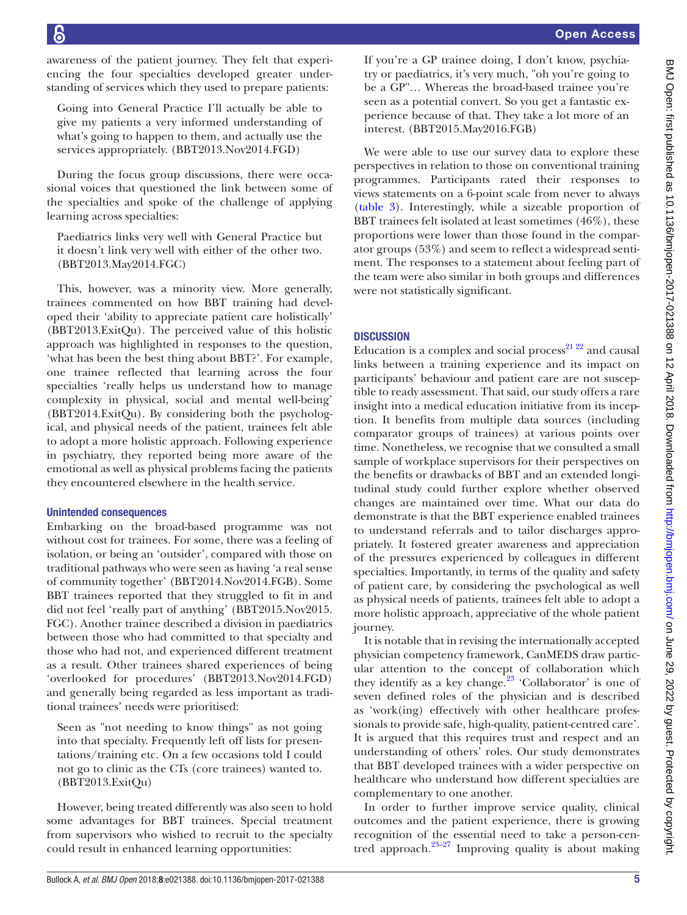awareness of the patient journey. They felt that experiencing the four specialties developed greater understanding of services which they used to prepare patients:

> Going into General Practice I'll actually be able to give my patients a very informed understanding of what's going to happen to them, and actually use the services appropriately. (BBT2013.Nov2014.FGD)

During the focus group discussions, there were occasional voices that questioned the link between some of the specialties and spoke of the challenge of applying learning across specialties:

> Paediatrics links very well with General Practice but it doesn't link very well with either of the other two. (BBT2013.May2014.FGC)

This, however, was a minority view. More generally, trainees commented on how BBT training had developed their 'ability to appreciate patient care holistically' (BBT2013.ExitQu). The perceived value of this holistic approach was highlighted in responses to the question, 'what has been the best thing about BBT?'. For example, one trainee reflected that learning across the four specialties 'really helps us understand how to manage complexity in physical, social and mental well-being' (BBT2014.ExitQu). By considering both the psychological, and physical needs of the patient, trainees felt able to adopt a more holistic approach. Following experience in psychiatry, they reported being more aware of the emotional as well as physical problems facing the patients they encountered elsewhere in the health service.

### Unintended consequences

Embarking on the broad-based programme was not without cost for trainees. For some, there was a feeling of isolation, or being an 'outsider', compared with those on traditional pathways who were seen as having 'a real sense of community together' (BBT2014.Nov2014.FGB). Some BBT trainees reported that they struggled to fit in and did not feel 'really part of anything' (BBT2015.Nov2015.FGC). Another trainee described a division in paediatrics between those who had committed to that specialty and those who had not, and experienced different treatment as a result. Other trainees shared experiences of being 'overlooked for procedures' (BBT2013.Nov2014.FGD) and generally being regarded as less important as traditional trainees' needs were prioritised:

> Seen as "not needing to know things" as not going into that specialty. Frequently left off lists for presentations/training etc. On a few occasions told I could not go to clinic as the CTs (core trainees) wanted to. (BBT2013.ExitQu)

However, being treated differently was also seen to hold some advantages for BBT trainees. Special treatment from supervisors who wished to recruit to the specialty could result in enhanced learning opportunities:

> If you're a GP trainee doing, I don't know, psychiatry or paediatrics, it's very much, "oh you're going to be a GP"… Whereas the broad-based trainee you're seen as a potential convert. So you get a fantastic experience because of that. They take a lot more of an interest. (BBT2015.May2016.FGB)

We were able to use our survey data to explore these perspectives in relation to those on conventional training programmes. Participants rated their responses to views statements on a 6-point scale from never to always (table 3). Interestingly, while a sizeable proportion of BBT trainees felt isolated at least sometimes (46%), these proportions were lower than those found in the comparator groups (53%) and seem to reflect a widespread sentiment. The responses to a statement about feeling part of the team were also similar in both groups and differences were not statistically significant.

## DISCUSSION

Education is a complex and social process[21,22] and causal links between a training experience and its impact on participants' behaviour and patient care are not susceptible to ready assessment. That said, our study offers a rare insight into a medical education initiative from its inception. It benefits from multiple data sources (including comparator groups of trainees) at various points over time. Nonetheless, we recognise that we consulted a small sample of workplace supervisors for their perspectives on the benefits or drawbacks of BBT and an extended longitudinal study could further explore whether observed changes are maintained over time. What our data do demonstrate is that the BBT experience enabled trainees to understand referrals and to tailor discharges appropriately. It fostered greater awareness and appreciation of the pressures experienced by colleagues in different specialties. Importantly, in terms of the quality and safety of patient care, by considering the psychological as well as physical needs of patients, trainees felt able to adopt a more holistic approach, appreciative of the whole patient journey.

It is notable that in revising the internationally accepted physician competency framework, CanMEDS draw particular attention to the concept of collaboration which they identify as a key change.[23] 'Collaborator' is one of seven defined roles of the physician and is described as 'work(ing) effectively with other healthcare professionals to provide safe, high-quality, patient-centred care'. It is argued that this requires trust and respect and an understanding of others' roles. Our study demonstrates that BBT developed trainees with a wider perspective on healthcare who understand how different specialties are complementary to one another.

In order to further improve service quality, clinical outcomes and the patient experience, there is growing recognition of the essential need to take a person-centred approach.[23–27] Improving quality is about making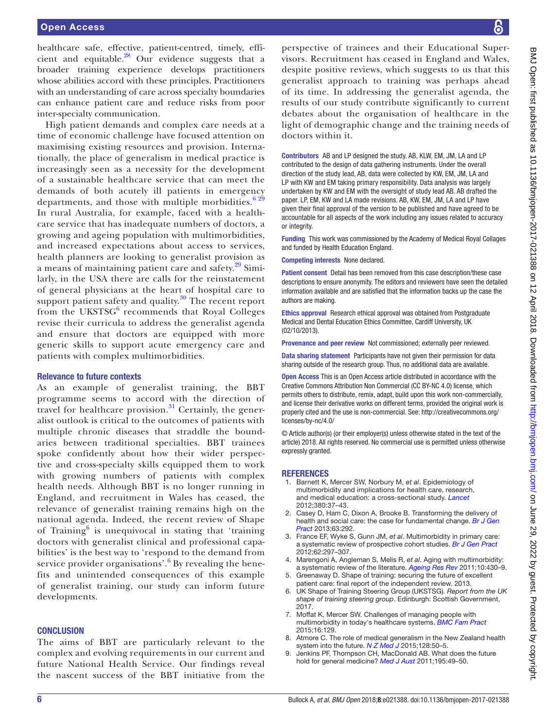healthcare safe, effective, patient-centred, timely, efficient and equitable.[28] Our evidence suggests that a broader training experience develops practitioners whose abilities accord with these principles. Practitioners with an understanding of care across specialty boundaries can enhance patient care and reduce risks from poor inter-specialty communication.

High patient demands and complex care needs at a time of economic challenge have focused attention on maximising existing resources and provision. Internationally, the place of generalism in medical practice is increasingly seen as a necessity for the development of a sustainable healthcare service that can meet the demands of both acutely ill patients in emergency departments, and those with multiple morbidities.[6 29] In rural Australia, for example, faced with a healthcare service that has inadequate numbers of doctors, a growing and ageing population with multimorbidities, and increased expectations about access to services, health planners are looking to generalist provision as a means of maintaining patient care and safety.[29] Similarly, in the USA there are calls for the reinstatement of general physicians at the heart of hospital care to support patient safety and quality.[30] The recent report from the UKSTSG[6] recommends that Royal Colleges revise their curricula to address the generalist agenda and ensure that doctors are equipped with more generic skills to support acute emergency care and patients with complex multimorbidities.

### Relevance to future contexts

As an example of generalist training, the BBT programme seems to accord with the direction of travel for healthcare provision.[31] Certainly, the generalist outlook is critical to the outcomes of patients with multiple chronic diseases that straddle the boundaries between traditional specialties. BBT trainees spoke confidently about how their wider perspective and cross-specialty skills equipped them to work with growing numbers of patients with complex health needs. Although BBT is no longer running in England, and recruitment in Wales has ceased, the relevance of generalist training remains high on the national agenda. Indeed, the recent review of Shape of Training[6] is unequivocal in stating that 'training doctors with generalist clinical and professional capabilities' is the best way to 'respond to the demand from service provider organisations'.[6] By revealing the benefits and unintended consequences of this example of generalist training, our study can inform future developments.

## CONCLUSION

The aims of BBT are particularly relevant to the complex and evolving requirements in our current and future National Health Service. Our findings reveal the nascent success of the BBT initiative from the perspective of trainees and their Educational Supervisors. Recruitment has ceased in England and Wales, despite positive reviews, which suggests to us that this generalist approach to training was perhaps ahead of its time. In addressing the generalist agenda, the results of our study contribute significantly to current debates about the organisation of healthcare in the light of demographic change and the training needs of doctors within it.

**Contributors** AB and LP designed the study. AB, KLW, EM, JM, LA and LP contributed to the design of data gathering instruments. Under the overall direction of the study lead, AB, data were collected by KW, EM, JM, LA and LP with KW and EM taking primary responsibility. Data analysis was largely undertaken by KW and EM with the oversight of study lead AB. AB drafted the paper. LP, EM, KW and LA made revisions. AB, KW, EM, JM, LA and LP have given their final approval of the version to be published and have agreed to be accountable for all aspects of the work including any issues related to accuracy or integrity.

**Funding** This work was commissioned by the Academy of Medical Royal Collages and funded by Health Education England.

**Competing interests** None declared.

**Patient consent** Detail has been removed from this case description/these case descriptions to ensure anonymity. The editors and reviewers have seen the detailed information available and are satisfied that the information backs up the case the authors are making.

**Ethics approval** Research ethical approval was obtained from Postgraduate Medical and Dental Education Ethics Committee, Cardiff University, UK (02/10/2013).

**Provenance and peer review** Not commissioned; externally peer reviewed.

**Data sharing statement** Participants have not given their permission for data sharing outside of the research group. Thus, no additional data are available.

**Open Access** This is an Open Access article distributed in accordance with the Creative Commons Attribution Non Commercial (CC BY-NC 4.0) license, which permits others to distribute, remix, adapt, build upon this work non-commercially, and license their derivative works on different terms, provided the original work is properly cited and the use is non-commercial. See: http://creativecommons.org/licenses/by-nc/4.0/

© Article author(s) (or their employer(s) unless otherwise stated in the text of the article) 2018. All rights reserved. No commercial use is permitted unless otherwise expressly granted.

## REFERENCES

1. Barnett K, Mercer SW, Norbury M, *et al*. Epidemiology of multimorbidity and implications for health care, research, and medical education: a cross-sectional study. *Lancet* 2012;380:37–43.
2. Casey D, Ham C, Dixon A, Brooke B. Transforming the delivery of health and social care: the case for fundamental change. *Br J Gen Pract* 2013;63:292.
3. France EF, Wyke S, Gunn JM, *et al*. Multimorbidity in primary care: a systematic review of prospective cohort studies. *Br J Gen Pract* 2012;62:297–307.
4. Marengoni A, Angleman S, Melis R, *et al*. Aging with multimorbidity: a systematic review of the literature. *Ageing Res Rev* 2011;10:430–9.
5. Greenaway D. Shape of training: securing the future of excellent patient care: final report of the independent review. 2013.
6. UK Shape of Training Steering Group (UKSTSG). *Report from the UK shape of training steering group*. Edinburgh: Scottish Government, 2017.
7. Moffat K, Mercer SW. Challenges of managing people with multimorbidity in today's healthcare systems. *BMC Fam Pract* 2015;16:129.
8. Atmore C. The role of medical generalism in the New Zealand health system into the future. *N Z Med J* 2015;128:50–5.
9. Jenkins PF, Thompson CH, MacDonald AB. What does the future hold for general medicine? *Med J Aust* 2011;195:49–50.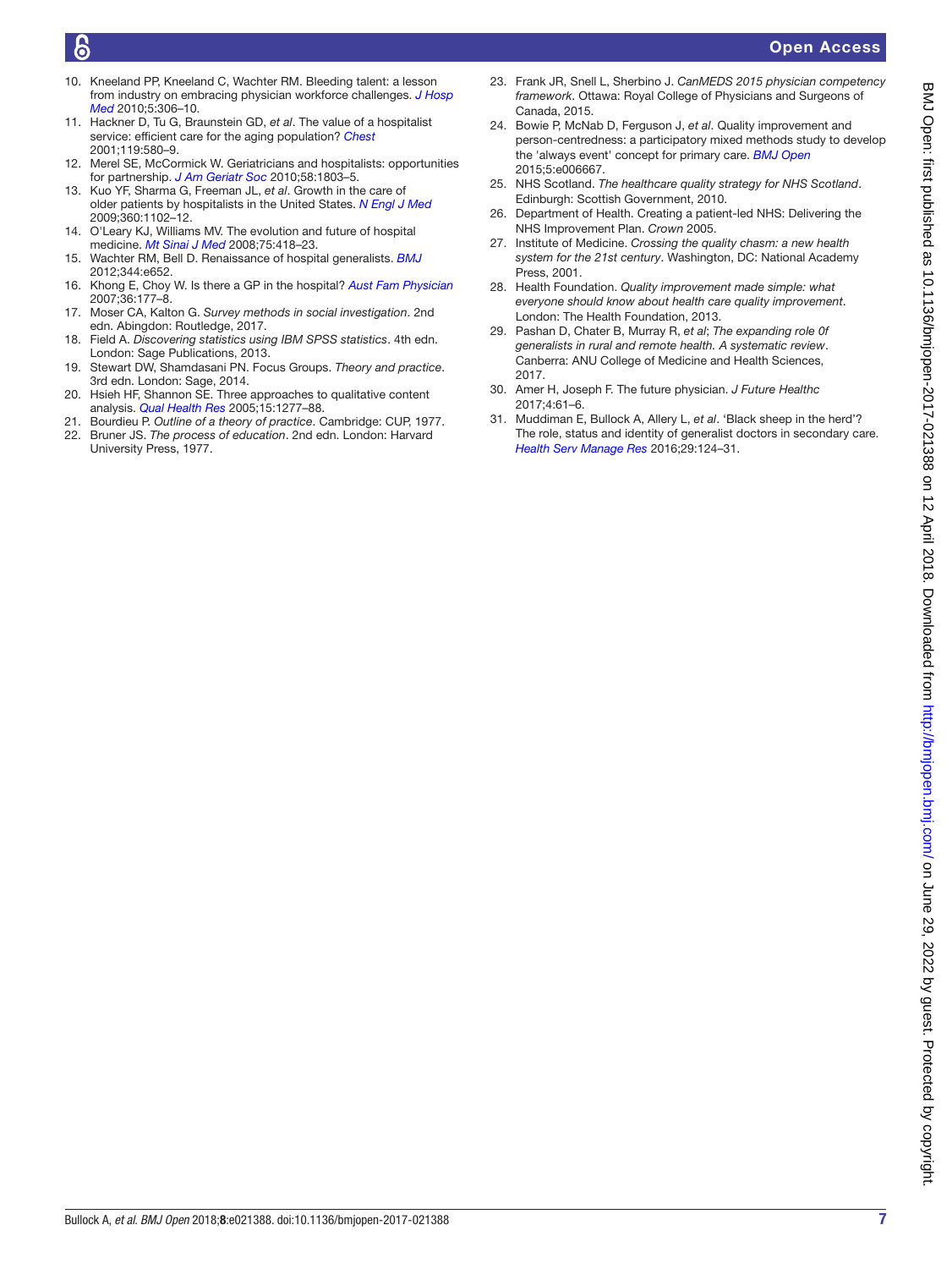10. Kneeland PP, Kneeland C, Wachter RM. Bleeding talent: a lesson from industry on embracing physician workforce challenges. *J Hosp Med* 2010;5:306–10.
11. Hackner D, Tu G, Braunstein GD, *et al*. The value of a hospitalist service: efficient care for the aging population? *Chest* 2001;119:580–9.
12. Merel SE, McCormick W. Geriatricians and hospitalists: opportunities for partnership. *J Am Geriatr Soc* 2010;58:1803–5.
13. Kuo YF, Sharma G, Freeman JL, *et al*. Growth in the care of older patients by hospitalists in the United States. *N Engl J Med* 2009;360:1102–12.
14. O'Leary KJ, Williams MV. The evolution and future of hospital medicine. *Mt Sinai J Med* 2008;75:418–23.
15. Wachter RM, Bell D. Renaissance of hospital generalists. *BMJ* 2012;344:e652.
16. Khong E, Choy W. Is there a GP in the hospital? *Aust Fam Physician* 2007;36:177–8.
17. Moser CA, Kalton G. *Survey methods in social investigation*. 2nd edn. Abingdon: Routledge, 2017.
18. Field A. *Discovering statistics using IBM SPSS statistics*. 4th edn. London: Sage Publications, 2013.
19. Stewart DW, Shamdasani PN. Focus Groups. *Theory and practice*. 3rd edn. London: Sage, 2014.
20. Hsieh HF, Shannon SE. Three approaches to qualitative content analysis. *Qual Health Res* 2005;15:1277–88.
21. Bourdieu P. *Outline of a theory of practice*. Cambridge: CUP, 1977.
22. Bruner JS. *The process of education*. 2nd edn. London: Harvard University Press, 1977.
23. Frank JR, Snell L, Sherbino J. *CanMEDS 2015 physician competency framework*. Ottawa: Royal College of Physicians and Surgeons of Canada, 2015.
24. Bowie P, McNab D, Ferguson J, *et al*. Quality improvement and person-centredness: a participatory mixed methods study to develop the 'always event' concept for primary care. *BMJ Open* 2015;5:e006667.
25. NHS Scotland. *The healthcare quality strategy for NHS Scotland*. Edinburgh: Scottish Government, 2010.
26. Department of Health. Creating a patient-led NHS: Delivering the NHS Improvement Plan. *Crown* 2005.
27. Institute of Medicine. *Crossing the quality chasm: a new health system for the 21st century*. Washington, DC: National Academy Press, 2001.
28. Health Foundation. *Quality improvement made simple: what everyone should know about health care quality improvement*. London: The Health Foundation, 2013.
29. Pashan D, Chater B, Murray R, *et al*; *The expanding role 0f generalists in rural and remote health. A systematic review*. Canberra: ANU College of Medicine and Health Sciences, 2017.
30. Amer H, Joseph F. The future physician. *J Future Healthc* 2017;4:61–6.
31. Muddiman E, Bullock A, Allery L, *et al*. 'Black sheep in the herd'? The role, status and identity of generalist doctors in secondary care. *Health Serv Manage Res* 2016;29:124–31.